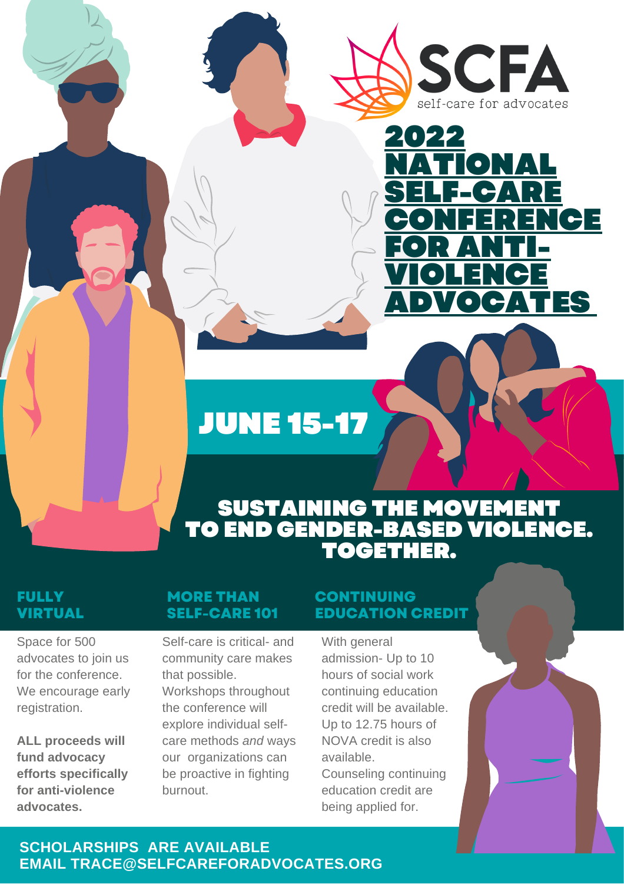SCFA

self-care for advocates

# 2022 NATIONAL SELF-CARE CONFERENCE FOR ANTI-VIOLENCE ADVOCATES

## JUNE 15-17

## SUSTAINING THE MOVEMENT TO END GENDER-BASED VIOLENCE. TOGETHER.

### FULLY VIRTUAL

Space for 500 advocates to join us for the conference. We encourage early registration.

**ALL proceeds will fund advocacy efforts specifically for anti-violence advocates.**

### MORE THAN SELF-CARE 101

Self-care is critical- and community care makes that possible. Workshops throughout the conference will explore individual self-care methods *and* ways our organizations can be proactive in fighting burnout.

### CONTINUING EDUCATION CREDIT

With general admission- Up to 10 hours of social work continuing education credit will be available. Up to 12.75 hours of NOVA credit is also available. Counseling continuing education credit are being applied for.

**SCHOLARSHIPS ARE AVAILABLE**
**EMAIL TRACE@SELFCAREFORADVOCATES.ORG**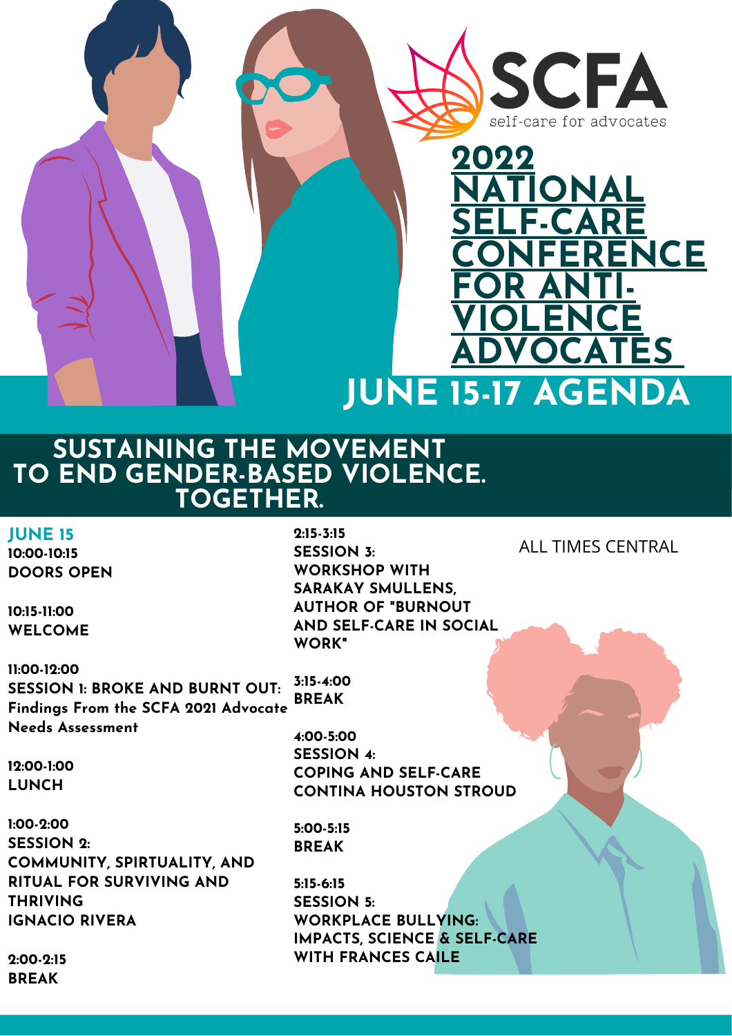SCFA
self-care for advocates

# 2022 NATIONAL SELF-CARE CONFERENCE FOR ANTI-VIOLENCE ADVOCATES

## JUNE 15-17 AGENDA

## SUSTAINING THE MOVEMENT TO END GENDER-BASED VIOLENCE. TOGETHER.

ALL TIMES CENTRAL

### JUNE 15

**10:00-10:15**
**DOORS OPEN**

**10:15-11:00**
**WELCOME**

**11:00-12:00**
**SESSION 1: BROKE AND BURNT OUT: Findings From the SCFA 2021 Advocate Needs Assessment**

**12:00-1:00**
**LUNCH**

**1:00-2:00**
**SESSION 2:**
**COMMUNITY, SPIRTUALITY, AND RITUAL FOR SURVIVING AND THRIVING**
**IGNACIO RIVERA**

**2:00-2:15**
**BREAK**

**2:15-3:15**
**SESSION 3:**
**WORKSHOP WITH SARAKAY SMULLENS, AUTHOR OF "BURNOUT AND SELF-CARE IN SOCIAL WORK"**

**3:15-4:00**
**BREAK**

**4:00-5:00**
**SESSION 4:**
**COPING AND SELF-CARE**
**CONTINA HOUSTON STROUD**

**5:00-5:15**
**BREAK**

**5:15-6:15**
**SESSION 5:**
**WORKPLACE BULLYING: IMPACTS, SCIENCE & SELF-CARE WITH FRANCES CAILE**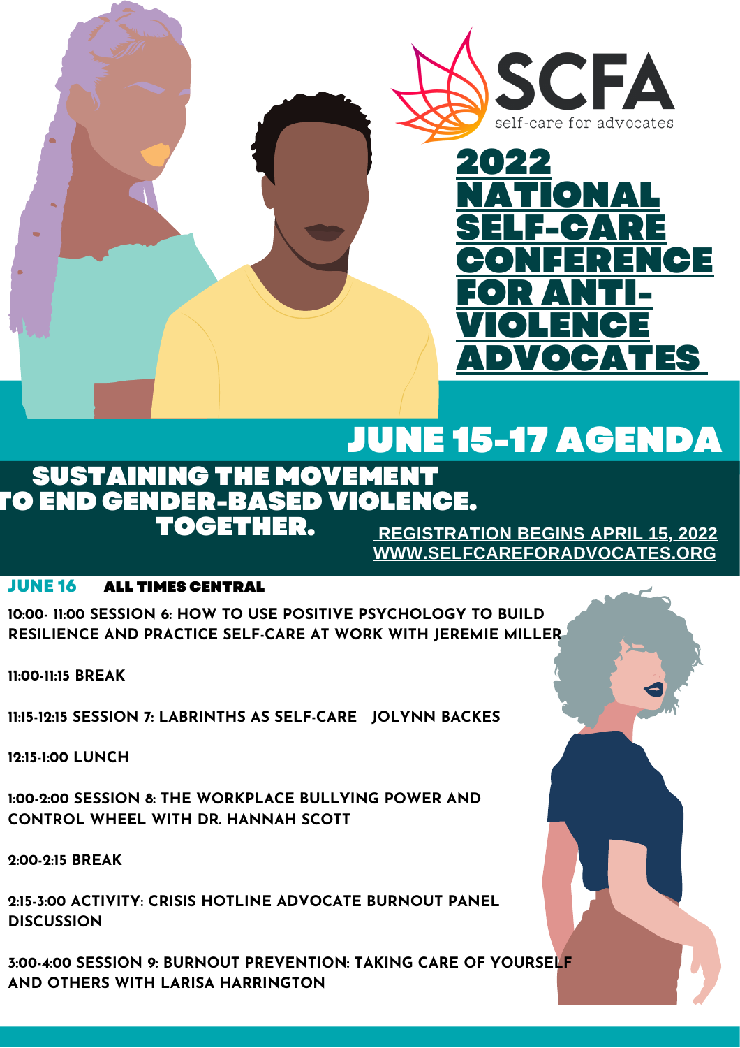SCFA

self-care for advocates

# 2022 NATIONAL SELF-CARE CONFERENCE FOR ANTI-VIOLENCE ADVOCATES

## JUNE 15-17 AGENDA

### SUSTAINING THE MOVEMENT TO END GENDER-BASED VIOLENCE. TOGETHER.

REGISTRATION BEGINS APRIL 15, 2022

WWW.SELFCAREFORADVOCATES.ORG

**JUNE 16** **ALL TIMES CENTRAL**

10:00- 11:00 SESSION 6: HOW TO USE POSITIVE PSYCHOLOGY TO BUILD RESILIENCE AND PRACTICE SELF-CARE AT WORK WITH JEREMIE MILLER

11:00-11:15 BREAK

11:15-12:15 SESSION 7: LABRINTHS AS SELF-CARE JOLYNN BACKES

12:15-1:00 LUNCH

1:00-2:00 SESSION 8: THE WORKPLACE BULLYING POWER AND CONTROL WHEEL WITH DR. HANNAH SCOTT

2:00-2:15 BREAK

2:15-3:00 ACTIVITY: CRISIS HOTLINE ADVOCATE BURNOUT PANEL DISCUSSION

3:00-4:00 SESSION 9: BURNOUT PREVENTION: TAKING CARE OF YOURSELF AND OTHERS WITH LARISA HARRINGTON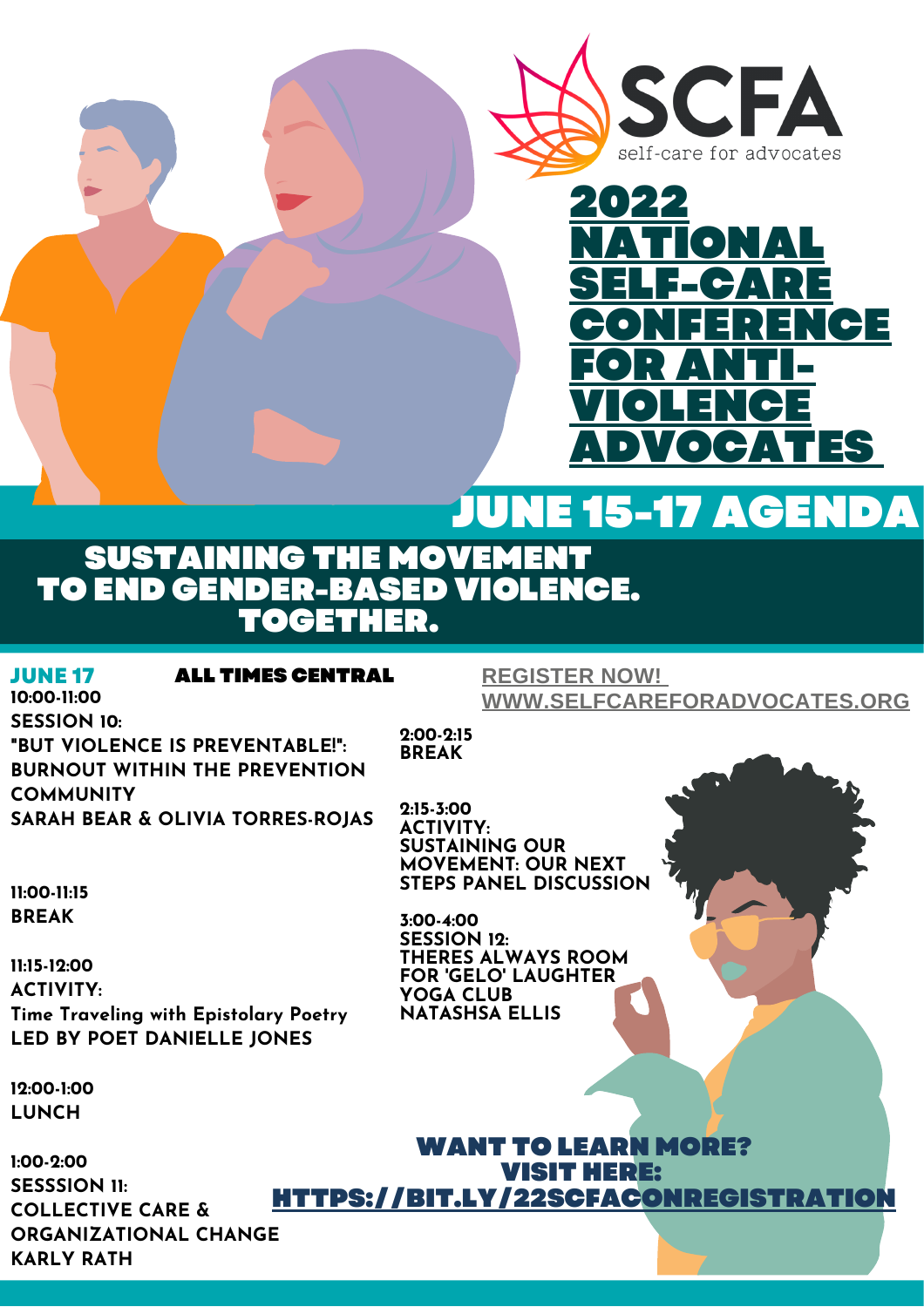SCFA

self-care for advocates

# 2022 NATIONAL SELF-CARE CONFERENCE FOR ANTI-VIOLENCE ADVOCATES

## JUNE 15-17 AGENDA

### SUSTAINING THE MOVEMENT TO END GENDER-BASED VIOLENCE. TOGETHER.

**JUNE 17** **ALL TIMES CENTRAL**

**REGISTER NOW! WWW.SELFCAREFORADVOCATES.ORG**

**10:00-11:00**
**SESSION 10:**
**"BUT VIOLENCE IS PREVENTABLE!": BURNOUT WITHIN THE PREVENTION COMMUNITY**
**SARAH BEAR & OLIVIA TORRES-ROJAS**

**11:00-11:15**
**BREAK**

**11:15-12:00**
**ACTIVITY:**
**Time Traveling with Epistolary Poetry**
**LED BY POET DANIELLE JONES**

**12:00-1:00**
**LUNCH**

**1:00-2:00**
**SESSSION 11:**
**COLLECTIVE CARE & ORGANIZATIONAL CHANGE**
**KARLY RATH**

**2:00-2:15**
**BREAK**

**2:15-3:00**
**ACTIVITY:**
**SUSTAINING OUR MOVEMENT: OUR NEXT STEPS PANEL DISCUSSION**

**3:00-4:00**
**SESSION 12:**
**THERES ALWAYS ROOM FOR 'GELO' LAUGHTER YOGA CLUB**
**NATASHSA ELLIS**

**WANT TO LEARN MORE? VISIT HERE:**
**HTTPS://BIT.LY/22SCFACONREGISTRATION**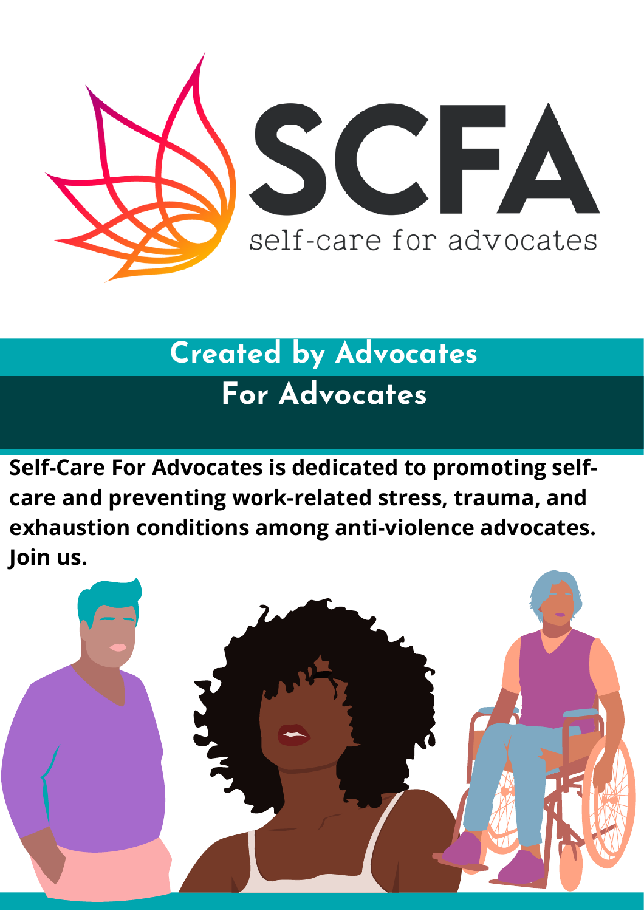# SCFA

self-care for advocates

## Created by Advocates

## For Advocates

**Self-Care For Advocates is dedicated to promoting self-care and preventing work-related stress, trauma, and exhaustion conditions among anti-violence advocates. Join us.**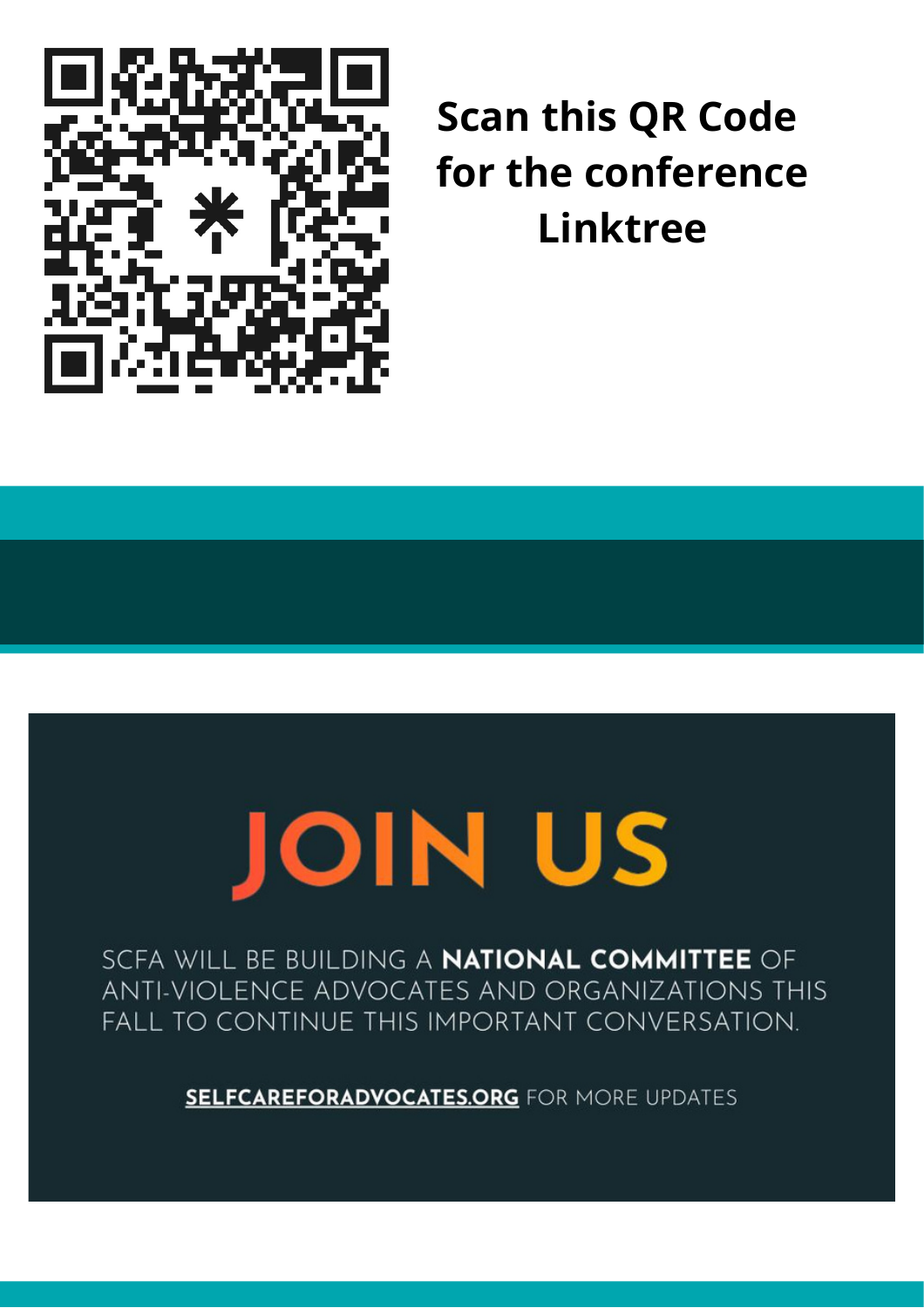**Scan this QR Code for the conference Linktree**

# JOIN US

SCFA WILL BE BUILDING A **NATIONAL COMMITTEE** OF ANTI-VIOLENCE ADVOCATES AND ORGANIZATIONS THIS FALL TO CONTINUE THIS IMPORTANT CONVERSATION.

**SELFCAREFORADVOCATES.ORG** FOR MORE UPDATES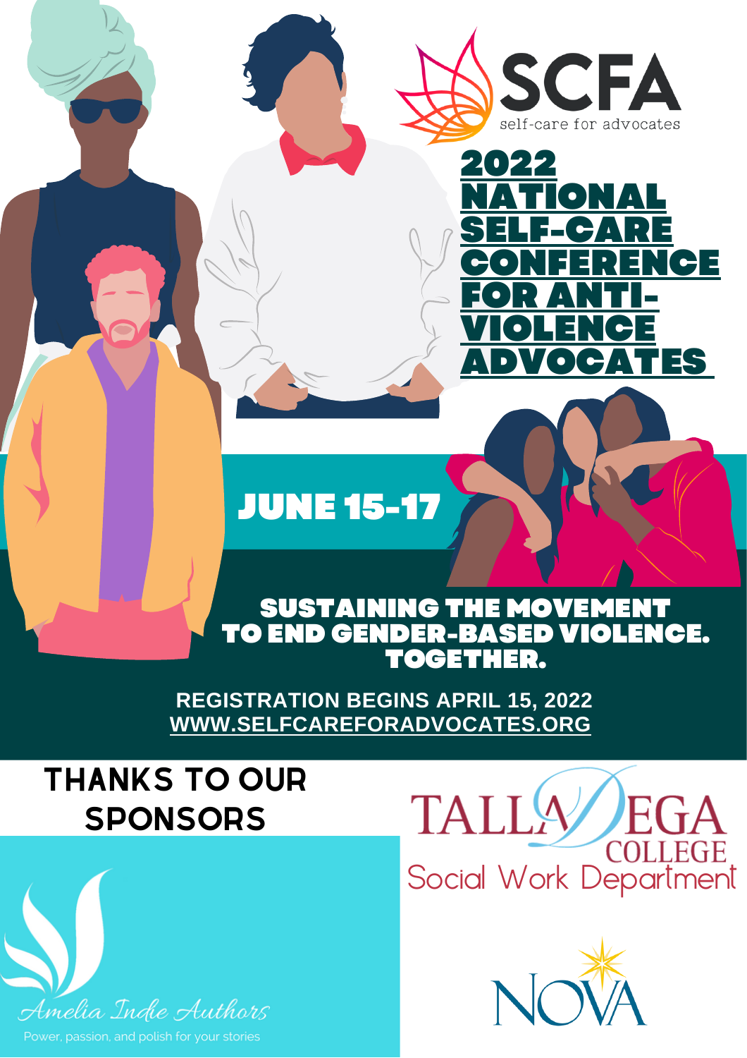SCFA

self-care for advocates

# 2022 NATIONAL SELF-CARE CONFERENCE FOR ANTI-VIOLENCE ADVOCATES

## JUNE 15-17

**SUSTAINING THE MOVEMENT TO END GENDER-BASED VIOLENCE. TOGETHER.**

**REGISTRATION BEGINS APRIL 15, 2022**

**WWW.SELFCAREFORADVOCATES.ORG**

## THANKS TO OUR SPONSORS

TALLADEGA COLLEGE

Social Work Department

Amelia Indie Authors

Power, passion, and polish for your stories

NOVA